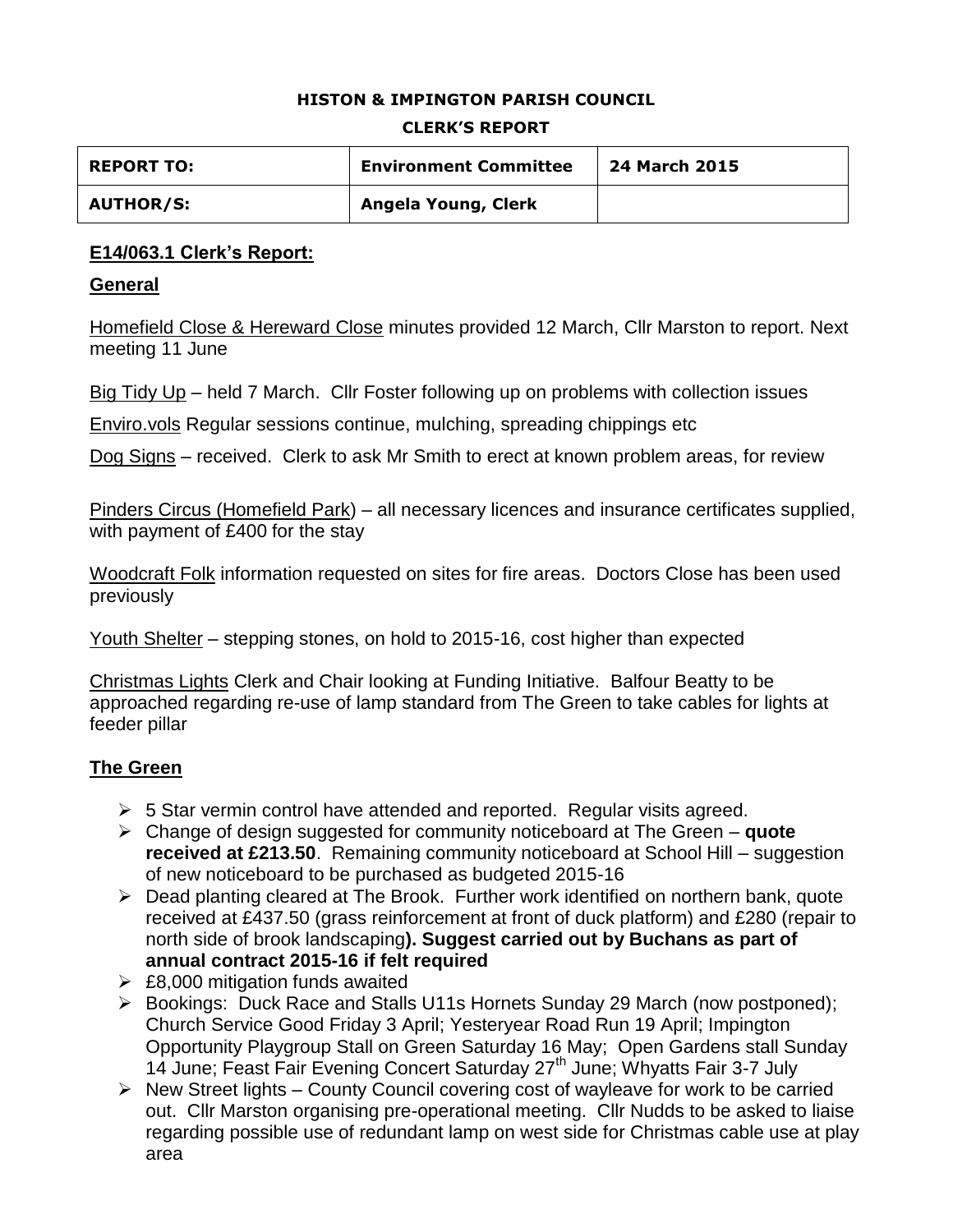**HISTON & IMPINGTON PARISH COUNCIL**

**CLERK'S REPORT**

| **REPORT TO:** | **Environment Committee** | **24 March 2015** |
|---|---|---|
| **AUTHOR/S:** | **Angela Young, Clerk** | |

## E14/063.1 Clerk's Report:

### General

Homefield Close & Hereward Close minutes provided 12 March, Cllr Marston to report. Next meeting 11 June

Big Tidy Up – held 7 March. Cllr Foster following up on problems with collection issues

Enviro.vols Regular sessions continue, mulching, spreading chippings etc

Dog Signs – received. Clerk to ask Mr Smith to erect at known problem areas, for review

Pinders Circus (Homefield Park) – all necessary licences and insurance certificates supplied, with payment of £400 for the stay

Woodcraft Folk information requested on sites for fire areas. Doctors Close has been used previously

Youth Shelter – stepping stones, on hold to 2015-16, cost higher than expected

Christmas Lights Clerk and Chair looking at Funding Initiative. Balfour Beatty to be approached regarding re-use of lamp standard from The Green to take cables for lights at feeder pillar

### The Green

- 5 Star vermin control have attended and reported. Regular visits agreed.
- Change of design suggested for community noticeboard at The Green – **quote received at £213.50**. Remaining community noticeboard at School Hill – suggestion of new noticeboard to be purchased as budgeted 2015-16
- Dead planting cleared at The Brook. Further work identified on northern bank, quote received at £437.50 (grass reinforcement at front of duck platform) and £280 (repair to north side of brook landscaping**). Suggest carried out by Buchans as part of annual contract 2015-16 if felt required**
- £8,000 mitigation funds awaited
- Bookings: Duck Race and Stalls U11s Hornets Sunday 29 March (now postponed); Church Service Good Friday 3 April; Yesteryear Road Run 19 April; Impington Opportunity Playgroup Stall on Green Saturday 16 May; Open Gardens stall Sunday 14 June; Feast Fair Evening Concert Saturday 27th June; Whyatts Fair 3-7 July
- New Street lights – County Council covering cost of wayleave for work to be carried out. Cllr Marston organising pre-operational meeting. Cllr Nudds to be asked to liaise regarding possible use of redundant lamp on west side for Christmas cable use at play area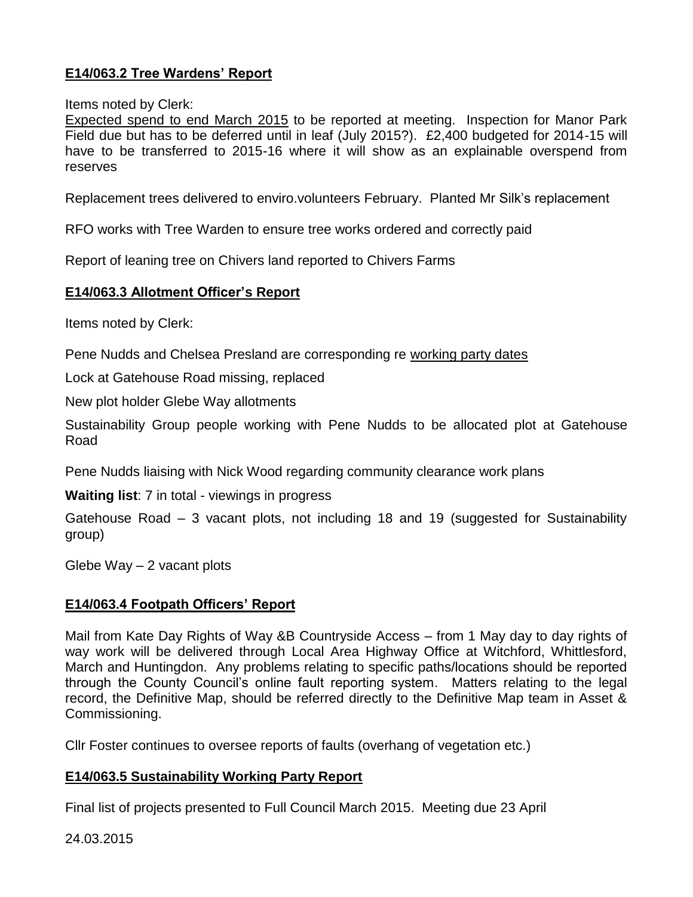## **E14/063.2 Tree Wardens' Report**

Items noted by Clerk:

Expected spend to end March 2015 to be reported at meeting. Inspection for Manor Park Field due but has to be deferred until in leaf (July 2015?). £2,400 budgeted for 2014-15 will have to be transferred to 2015-16 where it will show as an explainable overspend from reserves

Replacement trees delivered to enviro.volunteers February. Planted Mr Silk's replacement

RFO works with Tree Warden to ensure tree works ordered and correctly paid

Report of leaning tree on Chivers land reported to Chivers Farms

## **E14/063.3 Allotment Officer's Report**

Items noted by Clerk:

Pene Nudds and Chelsea Presland are corresponding re working party dates

Lock at Gatehouse Road missing, replaced

New plot holder Glebe Way allotments

Sustainability Group people working with Pene Nudds to be allocated plot at Gatehouse Road

Pene Nudds liaising with Nick Wood regarding community clearance work plans

**Waiting list**: 7 in total - viewings in progress

Gatehouse Road – 3 vacant plots, not including 18 and 19 (suggested for Sustainability group)

Glebe Way – 2 vacant plots

## **E14/063.4 Footpath Officers' Report**

Mail from Kate Day Rights of Way &B Countryside Access – from 1 May day to day rights of way work will be delivered through Local Area Highway Office at Witchford, Whittlesford, March and Huntingdon. Any problems relating to specific paths/locations should be reported through the County Council's online fault reporting system. Matters relating to the legal record, the Definitive Map, should be referred directly to the Definitive Map team in Asset & Commissioning.

Cllr Foster continues to oversee reports of faults (overhang of vegetation etc.)

## **E14/063.5 Sustainability Working Party Report**

Final list of projects presented to Full Council March 2015. Meeting due 23 April

24.03.2015